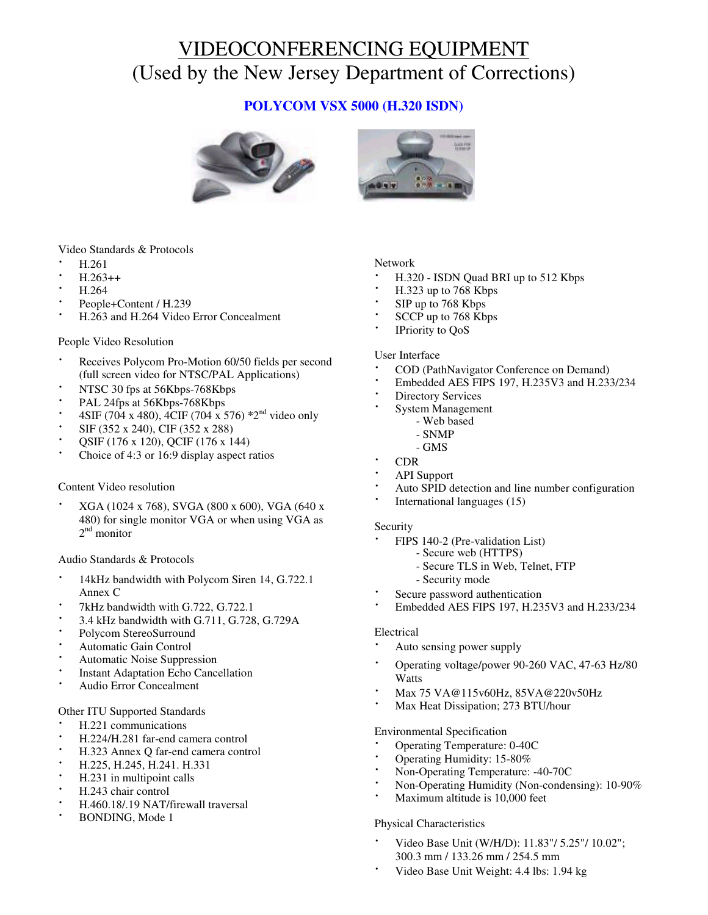# VIDEOCONFERENCING EQUIPMENT
## (Used by the New Jersey Department of Corrections)

### POLYCOM VSX 5000 (H.320 ISDN)

Video Standards & Protocols

- H.261
- H.263++
- H.264
- People+Content / H.239
- H.263 and H.264 Video Error Concealment

People Video Resolution

- Receives Polycom Pro-Motion 60/50 fields per second (full screen video for NTSC/PAL Applications)
- NTSC 30 fps at 56Kbps-768Kbps
- PAL 24fps at 56Kbps-768Kbps
- 4SIF (704 x 480), 4CIF (704 x 576) *2nd video only
- SIF (352 x 240), CIF (352 x 288)
- QSIF (176 x 120), QCIF (176 x 144)
- Choice of 4:3 or 16:9 display aspect ratios

Content Video resolution

- XGA (1024 x 768), SVGA (800 x 600), VGA (640 x 480) for single monitor VGA or when using VGA as 2nd monitor

Audio Standards & Protocols

- 14kHz bandwidth with Polycom Siren 14, G.722.1 Annex C
- 7kHz bandwidth with G.722, G.722.1
- 3.4 kHz bandwidth with G.711, G.728, G.729A
- Polycom StereoSurround
- Automatic Gain Control
- Automatic Noise Suppression
- Instant Adaptation Echo Cancellation
- Audio Error Concealment

Other ITU Supported Standards

- H.221 communications
- H.224/H.281 far-end camera control
- H.323 Annex Q far-end camera control
- H.225, H.245, H.241. H.331
- H.231 in multipoint calls
- H.243 chair control
- H.460.18/.19 NAT/firewall traversal
- BONDING, Mode 1

Network

- H.320 - ISDN Quad BRI up to 512 Kbps
- H.323 up to 768 Kbps
- SIP up to 768 Kbps
- SCCP up to 768 Kbps
- IPriority to QoS

User Interface

- COD (PathNavigator Conference on Demand)
- Embedded AES FIPS 197, H.235V3 and H.233/234
- Directory Services
- System Management
  - Web based
  - SNMP
  - GMS
- CDR
- API Support
- Auto SPID detection and line number configuration
- International languages (15)

Security

- FIPS 140-2 (Pre-validation List)
  - Secure web (HTTPS)
  - Secure TLS in Web, Telnet, FTP
  - Security mode
- Secure password authentication
- Embedded AES FIPS 197, H.235V3 and H.233/234

Electrical

- Auto sensing power supply
- Operating voltage/power 90-260 VAC, 47-63 Hz/80 Watts
- Max 75 VA@115v60Hz, 85VA@220v50Hz
- Max Heat Dissipation; 273 BTU/hour

Environmental Specification

- Operating Temperature: 0-40C
- Operating Humidity: 15-80%
- Non-Operating Temperature: -40-70C
- Non-Operating Humidity (Non-condensing): 10-90%
- Maximum altitude is 10,000 feet

Physical Characteristics

- Video Base Unit (W/H/D): 11.83"/ 5.25"/ 10.02"; 300.3 mm / 133.26 mm / 254.5 mm
- Video Base Unit Weight: 4.4 lbs: 1.94 kg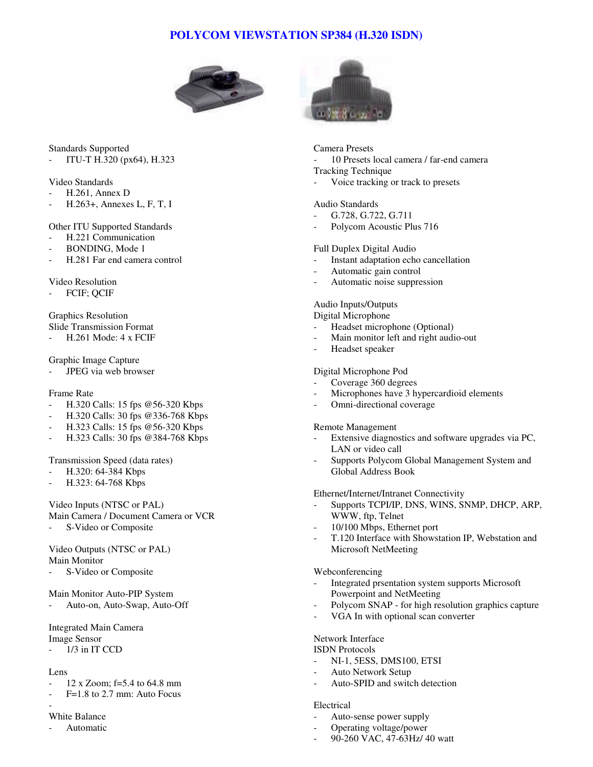# POLYCOM VIEWSTATION SP384 (H.320 ISDN)

Standards Supported
- ITU-T H.320 (px64), H.323

Video Standards
- H.261, Annex D
- H.263+, Annexes L, F, T, I

Other ITU Supported Standards
- H.221 Communication
- BONDING, Mode 1
- H.281 Far end camera control

Video Resolution
- FCIF; QCIF

Graphics Resolution
Slide Transmission Format
- H.261 Mode: 4 x FCIF

Graphic Image Capture
- JPEG via web browser

Frame Rate
- H.320 Calls: 15 fps @56-320 Kbps
- H.320 Calls: 30 fps @336-768 Kbps
- H.323 Calls: 15 fps @56-320 Kbps
- H.323 Calls: 30 fps @384-768 Kbps

Transmission Speed (data rates)
- H.320: 64-384 Kbps
- H.323: 64-768 Kbps

Video Inputs (NTSC or PAL)
Main Camera / Document Camera or VCR
- S-Video or Composite

Video Outputs (NTSC or PAL)
Main Monitor
- S-Video or Composite

Main Monitor Auto-PIP System
- Auto-on, Auto-Swap, Auto-Off

Integrated Main Camera
Image Sensor
- 1/3 in IT CCD

Lens
- 12 x Zoom; f=5.4 to 64.8 mm
- F=1.8 to 2.7 mm: Auto Focus
-

White Balance
- Automatic

Camera Presets
- 10 Presets local camera / far-end camera

Tracking Technique
- Voice tracking or track to presets

Audio Standards
- G.728, G.722, G.711
- Polycom Acoustic Plus 716

Full Duplex Digital Audio
- Instant adaptation echo cancellation
- Automatic gain control
- Automatic noise suppression

Audio Inputs/Outputs
Digital Microphone
- Headset microphone (Optional)
- Main monitor left and right audio-out
- Headset speaker

Digital Microphone Pod
- Coverage 360 degrees
- Microphones have 3 hypercardioid elements
- Omni-directional coverage

Remote Management
- Extensive diagnostics and software upgrades via PC, LAN or video call
- Supports Polycom Global Management System and Global Address Book

Ethernet/Internet/Intranet Connectivity
- Supports TCPI/IP, DNS, WINS, SNMP, DHCP, ARP, WWW, ftp, Telnet
- 10/100 Mbps, Ethernet port
- T.120 Interface with Showstation IP, Webstation and Microsoft NetMeeting

Webconferencing
- Integrated prsentation system supports Microsoft Powerpoint and NetMeeting
- Polycom SNAP - for high resolution graphics capture
- VGA In with optional scan converter

Network Interface
ISDN Protocols
- NI-1, 5ESS, DMS100, ETSI
- Auto Network Setup
- Auto-SPID and switch detection

Electrical
- Auto-sense power supply
- Operating voltage/power
- 90-260 VAC, 47-63Hz/ 40 watt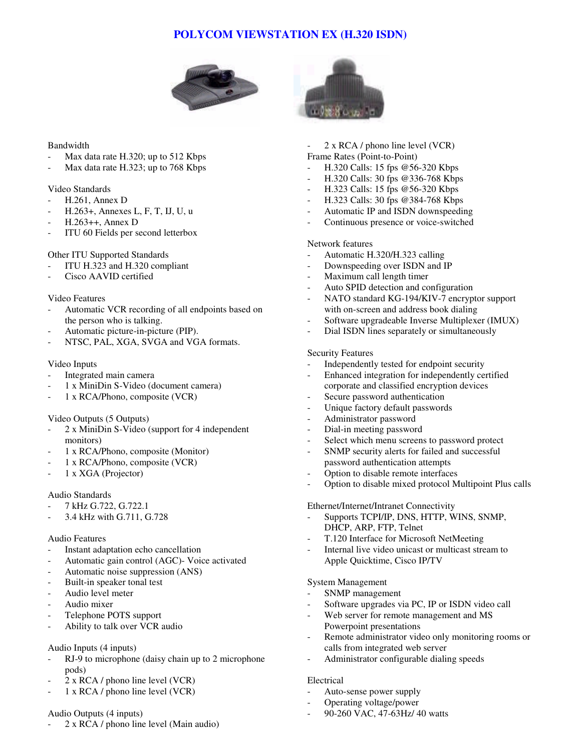# POLYCOM VIEWSTATION EX (H.320 ISDN)

Bandwidth
- Max data rate H.320; up to 512 Kbps
- Max data rate H.323; up to 768 Kbps

Video Standards
- H.261, Annex D
- H.263+, Annexes L, F, T, IJ, U, u
- H.263++, Annex D
- ITU 60 Fields per second letterbox

Other ITU Supported Standards
- ITU H.323 and H.320 compliant
- Cisco AAVID certified

Video Features
- Automatic VCR recording of all endpoints based on the person who is talking.
- Automatic picture-in-picture (PIP).
- NTSC, PAL, XGA, SVGA and VGA formats.

Video Inputs
- Integrated main camera
- 1 x MiniDin S-Video (document camera)
- 1 x RCA/Phono, composite (VCR)

Video Outputs (5 Outputs)
- 2 x MiniDin S-Video (support for 4 independent monitors)
- 1 x RCA/Phono, composite (Monitor)
- 1 x RCA/Phono, composite (VCR)
- 1 x XGA (Projector)

Audio Standards
- 7 kHz G.722, G.722.1
- 3.4 kHz with G.711, G.728

Audio Features
- Instant adaptation echo cancellation
- Automatic gain control (AGC)- Voice activated
- Automatic noise suppression (ANS)
- Built-in speaker tonal test
- Audio level meter
- Audio mixer
- Telephone POTS support
- Ability to talk over VCR audio

Audio Inputs (4 inputs)
- RJ-9 to microphone (daisy chain up to 2 microphone pods)
- 2 x RCA / phono line level (VCR)
- 1 x RCA / phono line level (VCR)

Audio Outputs (4 inputs)
- 2 x RCA / phono line level (Main audio)
- 2 x RCA / phono line level (VCR)

Frame Rates (Point-to-Point)
- H.320 Calls: 15 fps @56-320 Kbps
- H.320 Calls: 30 fps @336-768 Kbps
- H.323 Calls: 15 fps @56-320 Kbps
- H.323 Calls: 30 fps @384-768 Kbps
- Automatic IP and ISDN downspeeding
- Continuous presence or voice-switched

Network features
- Automatic H.320/H.323 calling
- Downspeeding over ISDN and IP
- Maximum call length timer
- Auto SPID detection and configuration
- NATO standard KG-194/KIV-7 encryptor support with on-screen and address book dialing
- Software upgradeable Inverse Multiplexer (IMUX)
- Dial ISDN lines separately or simultaneously

Security Features
- Independently tested for endpoint security
- Enhanced integration for independently certified corporate and classified encryption devices
- Secure password authentication
- Unique factory default passwords
- Administrator password
- Dial-in meeting password
- Select which menu screens to password protect
- SNMP security alerts for failed and successful password authentication attempts
- Option to disable remote interfaces
- Option to disable mixed protocol Multipoint Plus calls

Ethernet/Internet/Intranet Connectivity
- Supports TCPI/IP, DNS, HTTP, WINS, SNMP, DHCP, ARP, FTP, Telnet
- T.120 Interface for Microsoft NetMeeting
- Internal live video unicast or multicast stream to Apple Quicktime, Cisco IP/TV

System Management
- SNMP management
- Software upgrades via PC, IP or ISDN video call
- Web server for remote management and MS Powerpoint presentations
- Remote administrator video only monitoring rooms or calls from integrated web server
- Administrator configurable dialing speeds

Electrical
- Auto-sense power supply
- Operating voltage/power
- 90-260 VAC, 47-63Hz/ 40 watts